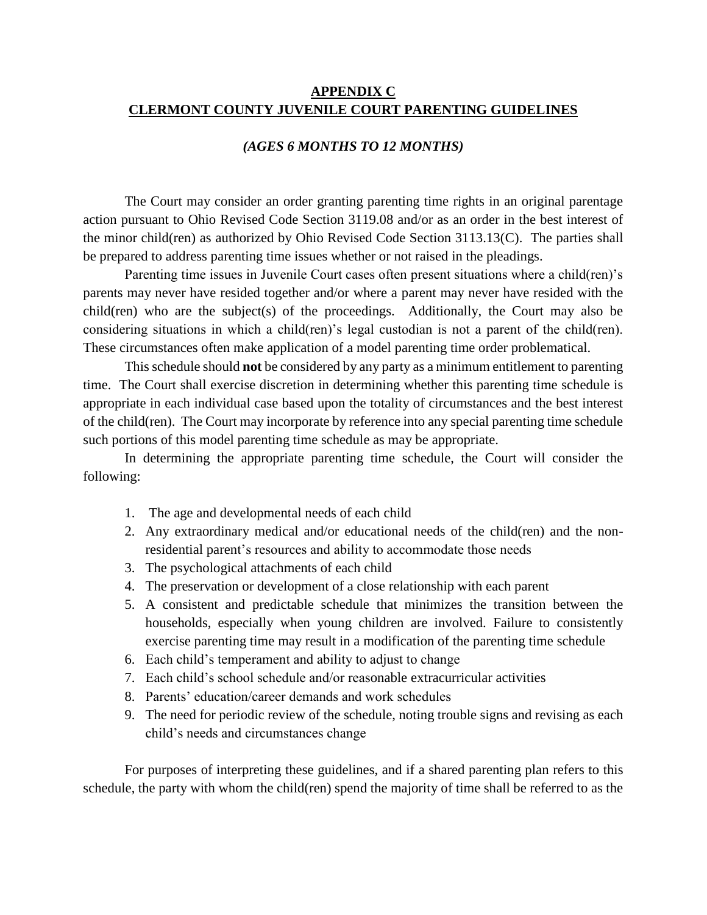# APPENDIX C
# CLERMONT COUNTY JUVENILE COURT PARENTING GUIDELINES

### *(AGES 6 MONTHS TO 12 MONTHS)*

The Court may consider an order granting parenting time rights in an original parentage action pursuant to Ohio Revised Code Section 3119.08 and/or as an order in the best interest of the minor child(ren) as authorized by Ohio Revised Code Section 3113.13(C). The parties shall be prepared to address parenting time issues whether or not raised in the pleadings.

Parenting time issues in Juvenile Court cases often present situations where a child(ren)'s parents may never have resided together and/or where a parent may never have resided with the child(ren) who are the subject(s) of the proceedings. Additionally, the Court may also be considering situations in which a child(ren)'s legal custodian is not a parent of the child(ren). These circumstances often make application of a model parenting time order problematical.

This schedule should **not** be considered by any party as a minimum entitlement to parenting time. The Court shall exercise discretion in determining whether this parenting time schedule is appropriate in each individual case based upon the totality of circumstances and the best interest of the child(ren). The Court may incorporate by reference into any special parenting time schedule such portions of this model parenting time schedule as may be appropriate.

In determining the appropriate parenting time schedule, the Court will consider the following:

1. The age and developmental needs of each child
2. Any extraordinary medical and/or educational needs of the child(ren) and the non-residential parent's resources and ability to accommodate those needs
3. The psychological attachments of each child
4. The preservation or development of a close relationship with each parent
5. A consistent and predictable schedule that minimizes the transition between the households, especially when young children are involved. Failure to consistently exercise parenting time may result in a modification of the parenting time schedule
6. Each child's temperament and ability to adjust to change
7. Each child's school schedule and/or reasonable extracurricular activities
8. Parents' education/career demands and work schedules
9. The need for periodic review of the schedule, noting trouble signs and revising as each child's needs and circumstances change

For purposes of interpreting these guidelines, and if a shared parenting plan refers to this schedule, the party with whom the child(ren) spend the majority of time shall be referred to as the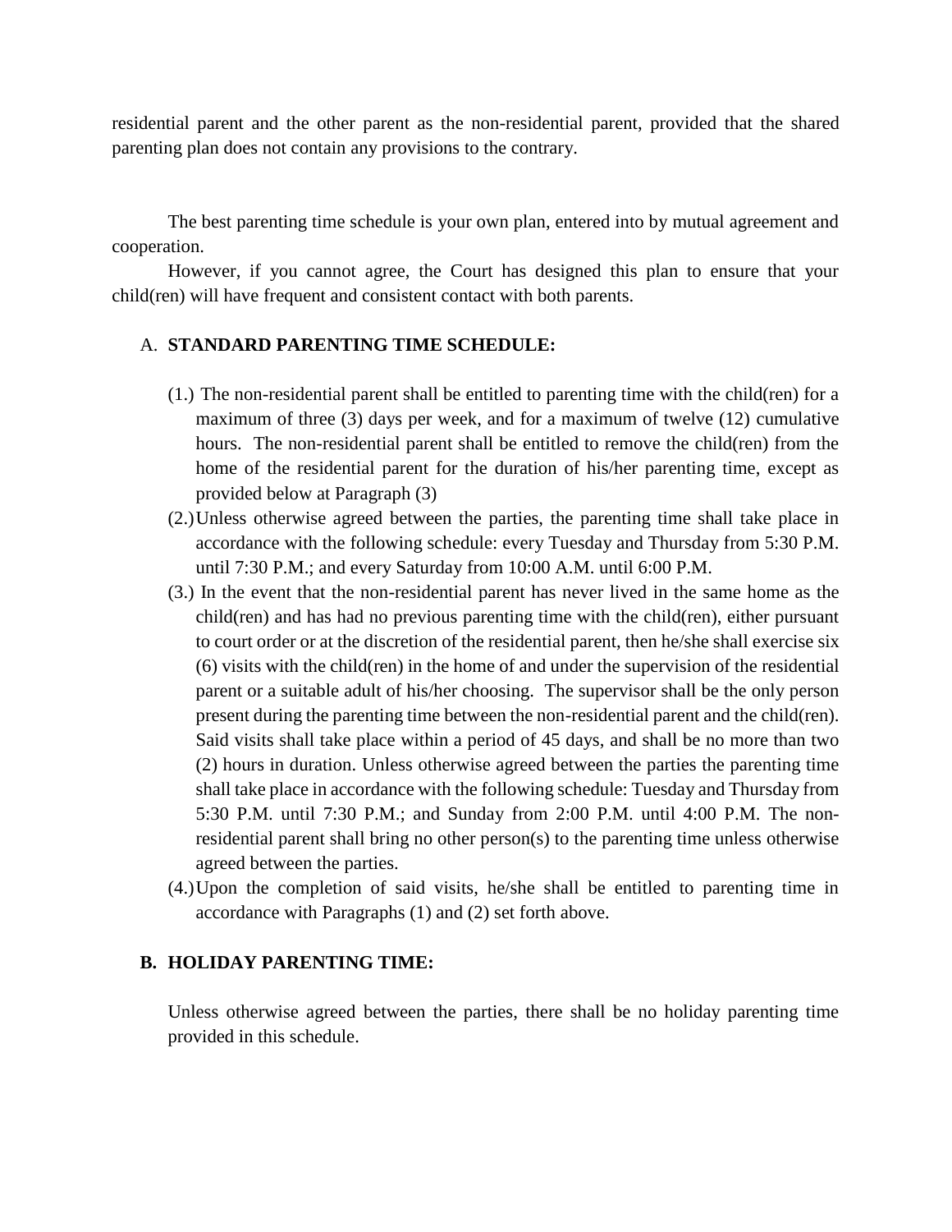residential parent and the other parent as the non-residential parent, provided that the shared parenting plan does not contain any provisions to the contrary.

The best parenting time schedule is your own plan, entered into by mutual agreement and cooperation.

However, if you cannot agree, the Court has designed this plan to ensure that your child(ren) will have frequent and consistent contact with both parents.

A. **STANDARD PARENTING TIME SCHEDULE:**

(1.) The non-residential parent shall be entitled to parenting time with the child(ren) for a maximum of three (3) days per week, and for a maximum of twelve (12) cumulative hours. The non-residential parent shall be entitled to remove the child(ren) from the home of the residential parent for the duration of his/her parenting time, except as provided below at Paragraph (3)

(2.) Unless otherwise agreed between the parties, the parenting time shall take place in accordance with the following schedule: every Tuesday and Thursday from 5:30 P.M. until 7:30 P.M.; and every Saturday from 10:00 A.M. until 6:00 P.M.

(3.) In the event that the non-residential parent has never lived in the same home as the child(ren) and has had no previous parenting time with the child(ren), either pursuant to court order or at the discretion of the residential parent, then he/she shall exercise six (6) visits with the child(ren) in the home of and under the supervision of the residential parent or a suitable adult of his/her choosing. The supervisor shall be the only person present during the parenting time between the non-residential parent and the child(ren). Said visits shall take place within a period of 45 days, and shall be no more than two (2) hours in duration. Unless otherwise agreed between the parties the parenting time shall take place in accordance with the following schedule: Tuesday and Thursday from 5:30 P.M. until 7:30 P.M.; and Sunday from 2:00 P.M. until 4:00 P.M. The non-residential parent shall bring no other person(s) to the parenting time unless otherwise agreed between the parties.

(4.) Upon the completion of said visits, he/she shall be entitled to parenting time in accordance with Paragraphs (1) and (2) set forth above.

**B. HOLIDAY PARENTING TIME:**

Unless otherwise agreed between the parties, there shall be no holiday parenting time provided in this schedule.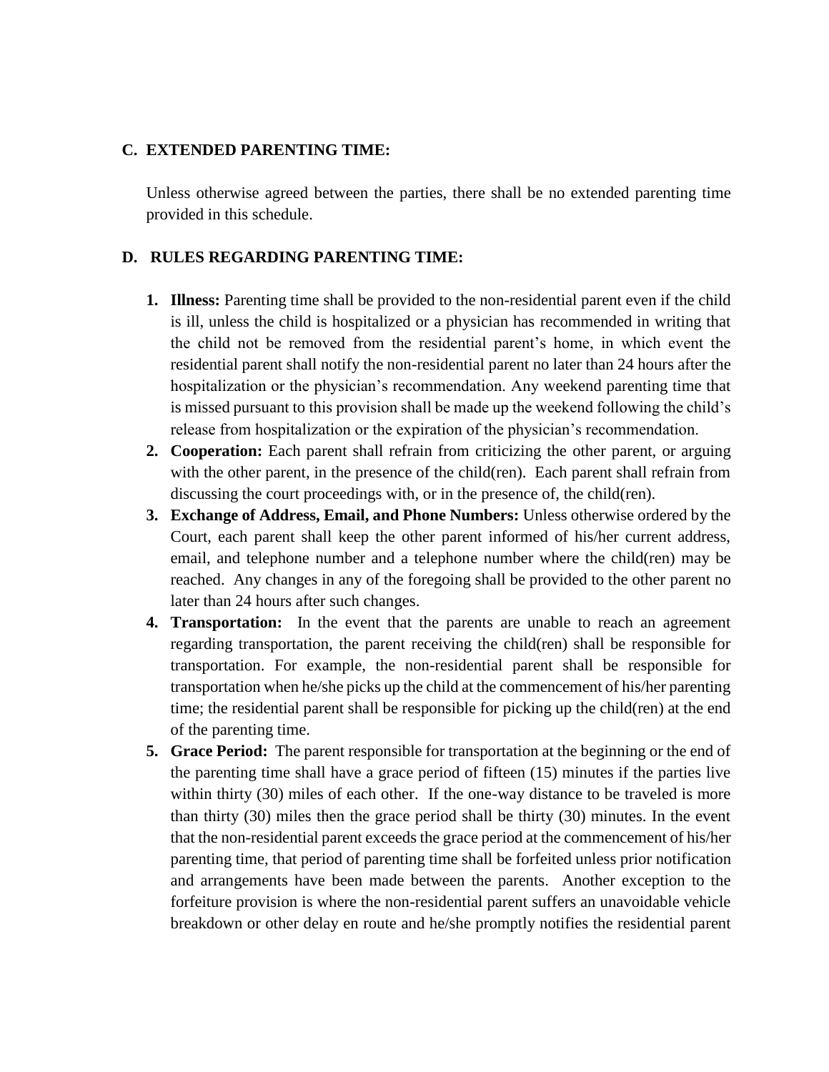### C. EXTENDED PARENTING TIME:

Unless otherwise agreed between the parties, there shall be no extended parenting time provided in this schedule.

### D. RULES REGARDING PARENTING TIME:

1. **Illness:** Parenting time shall be provided to the non-residential parent even if the child is ill, unless the child is hospitalized or a physician has recommended in writing that the child not be removed from the residential parent's home, in which event the residential parent shall notify the non-residential parent no later than 24 hours after the hospitalization or the physician's recommendation. Any weekend parenting time that is missed pursuant to this provision shall be made up the weekend following the child's release from hospitalization or the expiration of the physician's recommendation.
2. **Cooperation:** Each parent shall refrain from criticizing the other parent, or arguing with the other parent, in the presence of the child(ren). Each parent shall refrain from discussing the court proceedings with, or in the presence of, the child(ren).
3. **Exchange of Address, Email, and Phone Numbers:** Unless otherwise ordered by the Court, each parent shall keep the other parent informed of his/her current address, email, and telephone number and a telephone number where the child(ren) may be reached. Any changes in any of the foregoing shall be provided to the other parent no later than 24 hours after such changes.
4. **Transportation:** In the event that the parents are unable to reach an agreement regarding transportation, the parent receiving the child(ren) shall be responsible for transportation. For example, the non-residential parent shall be responsible for transportation when he/she picks up the child at the commencement of his/her parenting time; the residential parent shall be responsible for picking up the child(ren) at the end of the parenting time.
5. **Grace Period:** The parent responsible for transportation at the beginning or the end of the parenting time shall have a grace period of fifteen (15) minutes if the parties live within thirty (30) miles of each other. If the one-way distance to be traveled is more than thirty (30) miles then the grace period shall be thirty (30) minutes. In the event that the non-residential parent exceeds the grace period at the commencement of his/her parenting time, that period of parenting time shall be forfeited unless prior notification and arrangements have been made between the parents. Another exception to the forfeiture provision is where the non-residential parent suffers an unavoidable vehicle breakdown or other delay en route and he/she promptly notifies the residential parent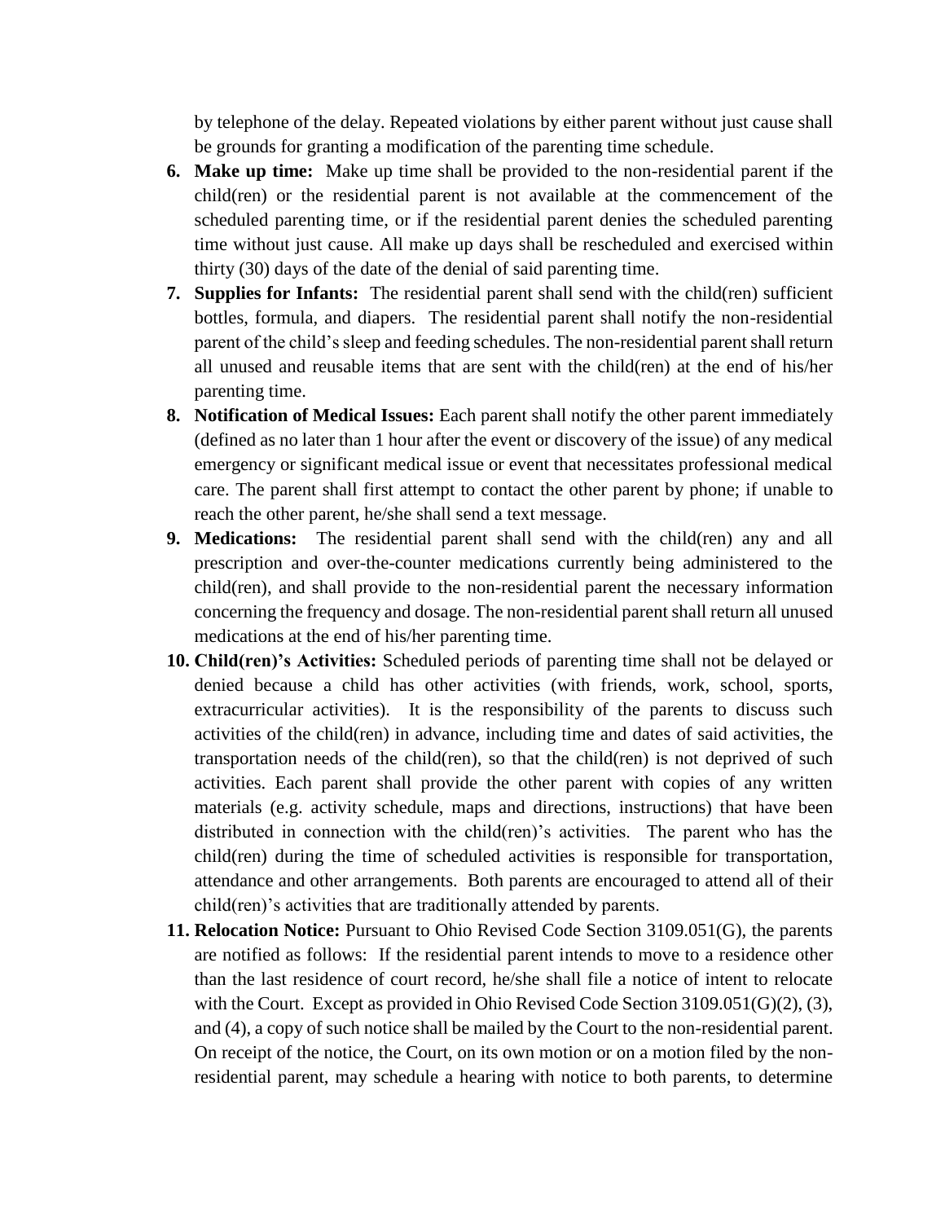by telephone of the delay. Repeated violations by either parent without just cause shall be grounds for granting a modification of the parenting time schedule.

6. **Make up time:** Make up time shall be provided to the non-residential parent if the child(ren) or the residential parent is not available at the commencement of the scheduled parenting time, or if the residential parent denies the scheduled parenting time without just cause. All make up days shall be rescheduled and exercised within thirty (30) days of the date of the denial of said parenting time.
7. **Supplies for Infants:** The residential parent shall send with the child(ren) sufficient bottles, formula, and diapers. The residential parent shall notify the non-residential parent of the child's sleep and feeding schedules. The non-residential parent shall return all unused and reusable items that are sent with the child(ren) at the end of his/her parenting time.
8. **Notification of Medical Issues:** Each parent shall notify the other parent immediately (defined as no later than 1 hour after the event or discovery of the issue) of any medical emergency or significant medical issue or event that necessitates professional medical care. The parent shall first attempt to contact the other parent by phone; if unable to reach the other parent, he/she shall send a text message.
9. **Medications:** The residential parent shall send with the child(ren) any and all prescription and over-the-counter medications currently being administered to the child(ren), and shall provide to the non-residential parent the necessary information concerning the frequency and dosage. The non-residential parent shall return all unused medications at the end of his/her parenting time.
10. **Child(ren)'s Activities:** Scheduled periods of parenting time shall not be delayed or denied because a child has other activities (with friends, work, school, sports, extracurricular activities). It is the responsibility of the parents to discuss such activities of the child(ren) in advance, including time and dates of said activities, the transportation needs of the child(ren), so that the child(ren) is not deprived of such activities. Each parent shall provide the other parent with copies of any written materials (e.g. activity schedule, maps and directions, instructions) that have been distributed in connection with the child(ren)'s activities. The parent who has the child(ren) during the time of scheduled activities is responsible for transportation, attendance and other arrangements. Both parents are encouraged to attend all of their child(ren)'s activities that are traditionally attended by parents.
11. **Relocation Notice:** Pursuant to Ohio Revised Code Section 3109.051(G), the parents are notified as follows: If the residential parent intends to move to a residence other than the last residence of court record, he/she shall file a notice of intent to relocate with the Court. Except as provided in Ohio Revised Code Section 3109.051(G)(2), (3), and (4), a copy of such notice shall be mailed by the Court to the non-residential parent. On receipt of the notice, the Court, on its own motion or on a motion filed by the non-residential parent, may schedule a hearing with notice to both parents, to determine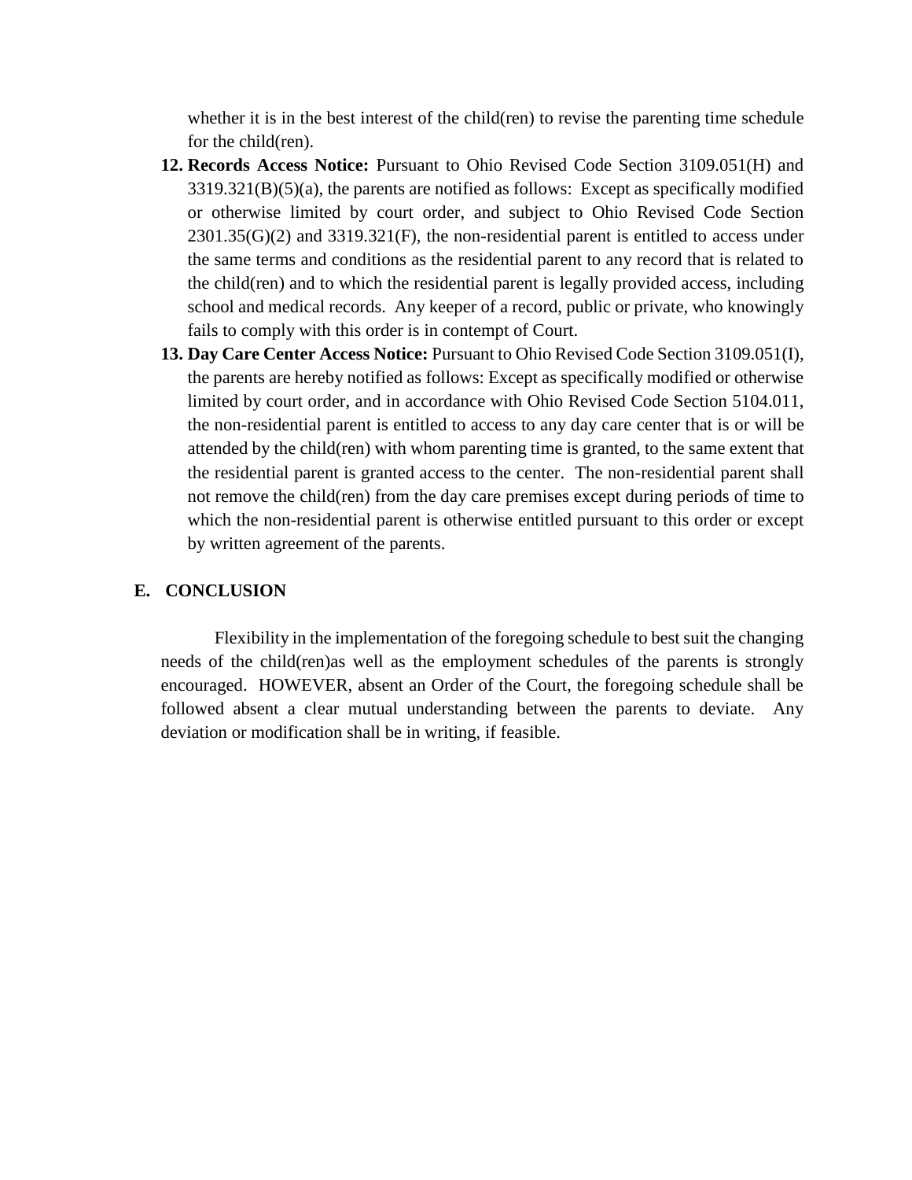whether it is in the best interest of the child(ren) to revise the parenting time schedule for the child(ren).

12. **Records Access Notice:** Pursuant to Ohio Revised Code Section 3109.051(H) and 3319.321(B)(5)(a), the parents are notified as follows: Except as specifically modified or otherwise limited by court order, and subject to Ohio Revised Code Section 2301.35(G)(2) and 3319.321(F), the non-residential parent is entitled to access under the same terms and conditions as the residential parent to any record that is related to the child(ren) and to which the residential parent is legally provided access, including school and medical records. Any keeper of a record, public or private, who knowingly fails to comply with this order is in contempt of Court.
13. **Day Care Center Access Notice:** Pursuant to Ohio Revised Code Section 3109.051(I), the parents are hereby notified as follows: Except as specifically modified or otherwise limited by court order, and in accordance with Ohio Revised Code Section 5104.011, the non-residential parent is entitled to access to any day care center that is or will be attended by the child(ren) with whom parenting time is granted, to the same extent that the residential parent is granted access to the center. The non-residential parent shall not remove the child(ren) from the day care premises except during periods of time to which the non-residential parent is otherwise entitled pursuant to this order or except by written agreement of the parents.

## E. CONCLUSION

Flexibility in the implementation of the foregoing schedule to best suit the changing needs of the child(ren)as well as the employment schedules of the parents is strongly encouraged. HOWEVER, absent an Order of the Court, the foregoing schedule shall be followed absent a clear mutual understanding between the parents to deviate. Any deviation or modification shall be in writing, if feasible.